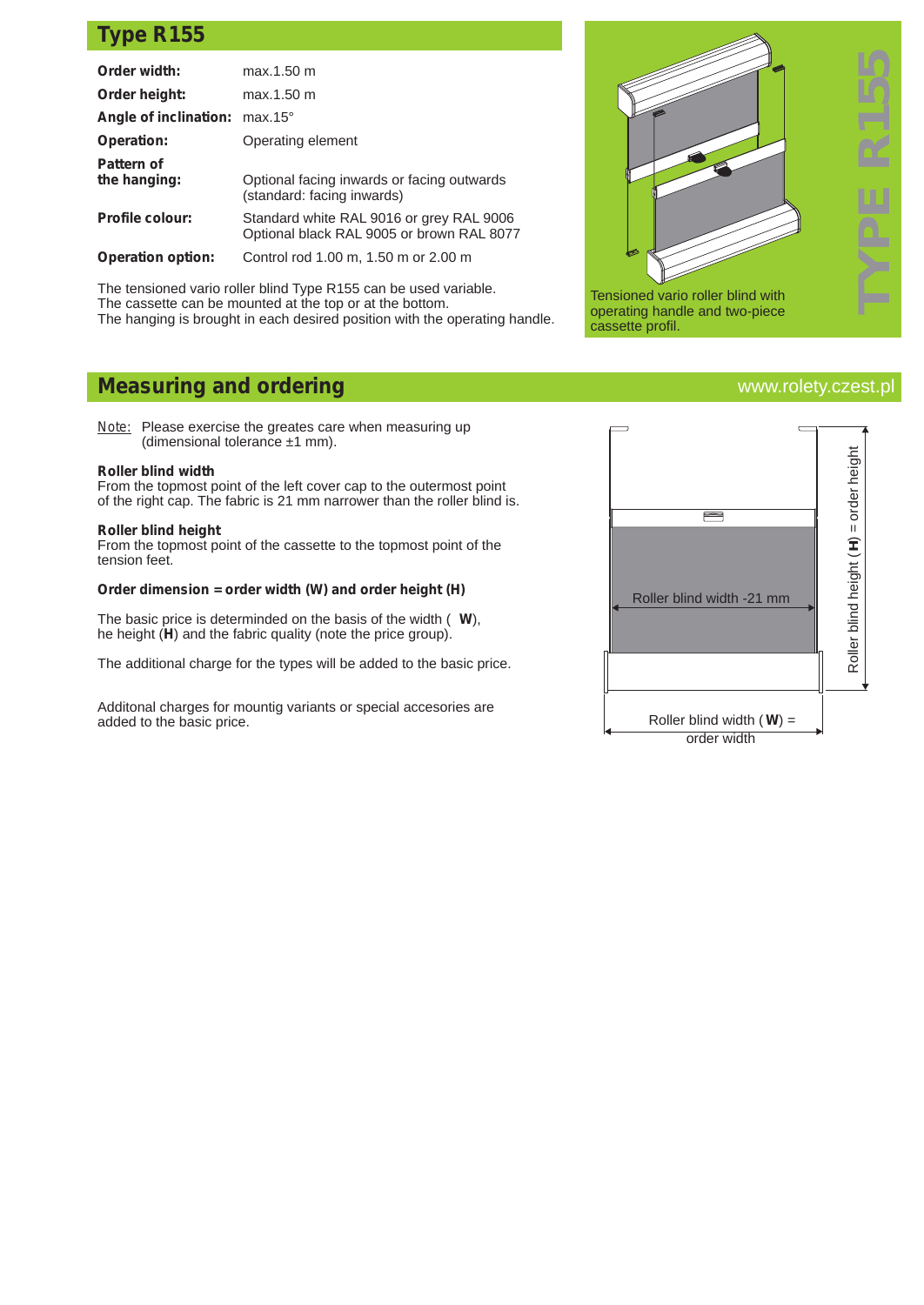## Type R155

| | |
|---|---|
| **Order width:** | max.1.50 m |
| **Order height:** | max.1.50 m |
| **Angle of inclination:** | max.15° |
| **Operation:** | Operating element |
| **Pattern of the hanging:** | Optional facing inwards or facing outwards (standard: facing inwards) |
| **Profile colour:** | Standard white RAL 9016 or grey RAL 9006<br>Optional black RAL 9005 or brown RAL 8077 |
| **Operation option:** | Control rod 1.00 m, 1.50 m or 2.00 m |

The tensioned vario roller blind Type R155 can be used variable.
The cassette can be mounted at the top or at the bottom.
The hanging is brought in each desired position with the operating handle.

Tensioned vario roller blind with operating handle and two-piece cassette profil.

TYPE R155

## Measuring and ordering

www.rolety.czest.pl

Note: Please exercise the greates care when measuring up (dimensional tolerance ±1 mm).

**Roller blind width**
From the topmost point of the left cover cap to the outermost point of the right cap. The fabric is 21 mm narrower than the roller blind is.

**Roller blind height**
From the topmost point of the cassette to the topmost point of the tension feet.

**Order dimension = order width (W) and order height (H)**

The basic price is determinded on the basis of the width ( **W**), he height (**H**) and the fabric quality (note the price group).

The additional charge for the types will be added to the basic price.

Additonal charges for mountig variants or special accesories are added to the basic price.

Roller blind width -21 mm

Roller blind height (**H**) = order height

Roller blind width (**W**) = order width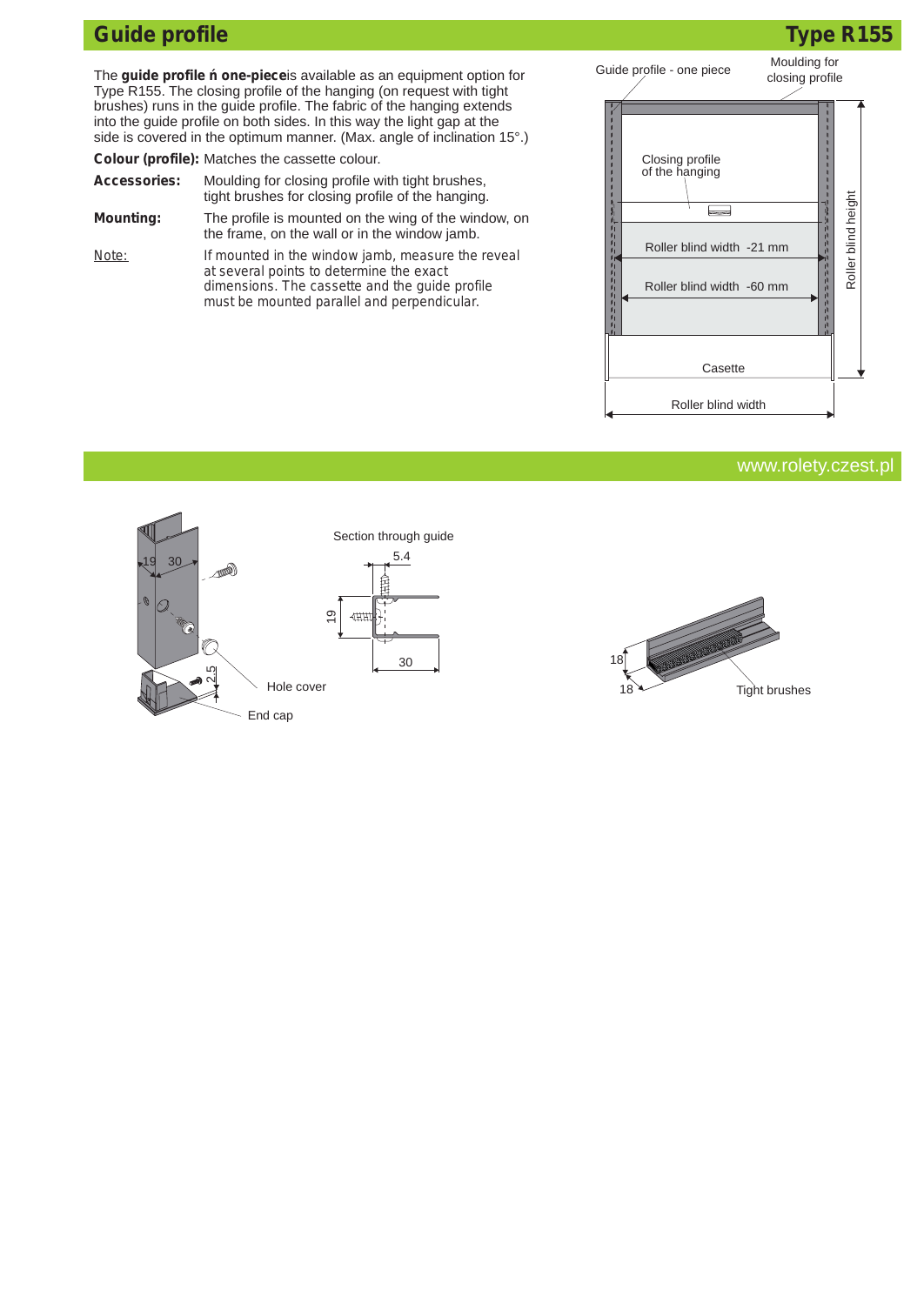# Guide profile

## Type R155

The **guide profile ń one-piece**is available as an equipment option for Type R155. The closing profile of the hanging (on request with tight brushes) runs in the guide profile. The fabric of the hanging extends into the guide profile on both sides. In this way the light gap at the side is covered in the optimum manner. (Max. angle of inclination 15°.)

**Colour (profile):** Matches the cassette colour.

**Accessories:** Moulding for closing profile with tight brushes, tight brushes for closing profile of the hanging.

**Mounting:** The profile is mounted on the wing of the window, on the frame, on the wall or in the window jamb.

Note: If mounted in the window jamb, measure the reveal at several points to determine the exact dimensions. The cassette and the guide profile must be mounted parallel and perpendicular.

Guide profile - one piece

Moulding for closing profile

Closing profile of the hanging

Roller blind width -21 mm

Roller blind width -60 mm

Roller blind height

Casette

Roller blind width

www.rolety.czest.pl

19 30

2.5

Hole cover

End cap

Section through guide

5.4

19

30

18

18

Tight brushes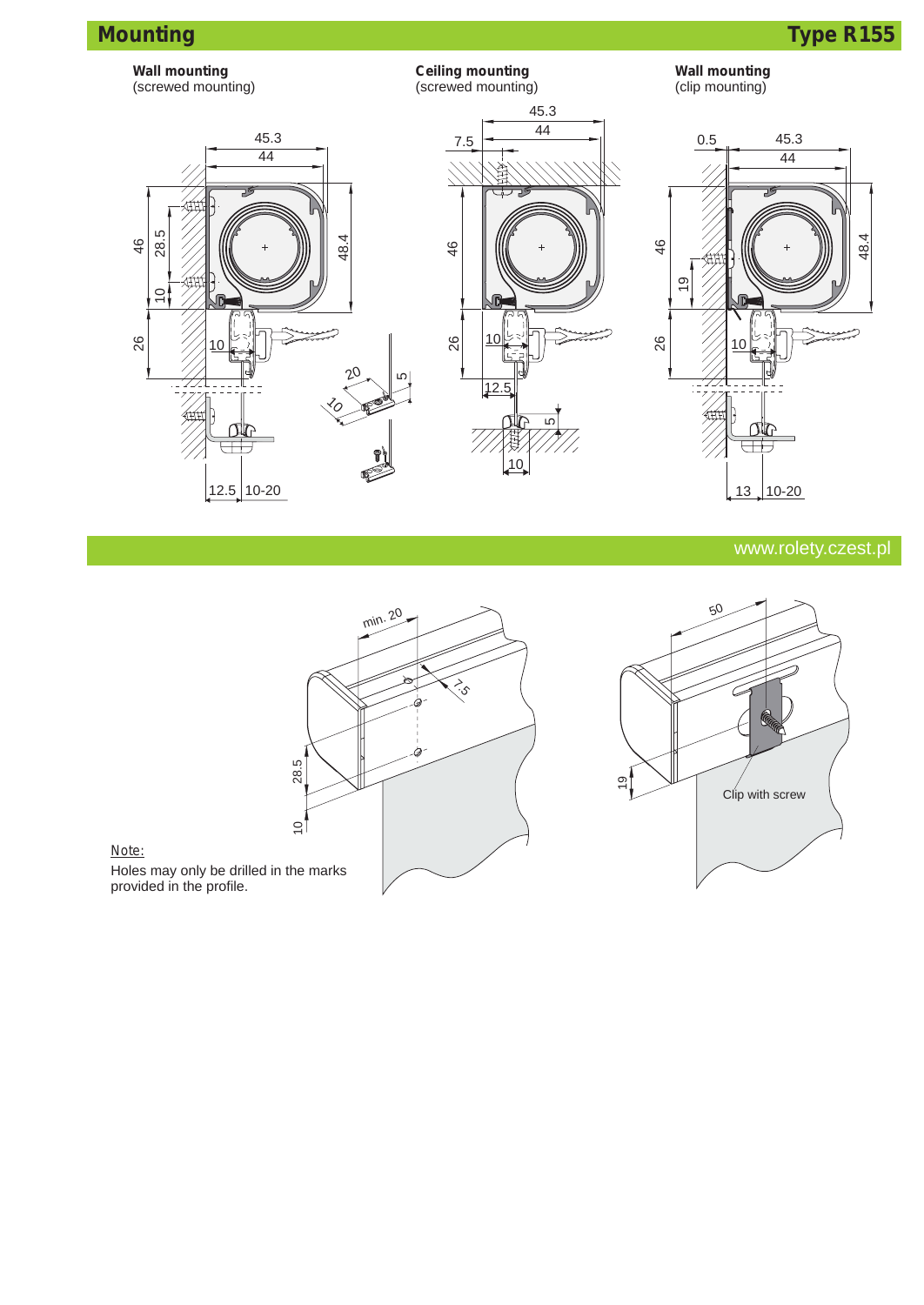## Mounting

## Type R155

**Wall mounting**
(screwed mounting)

**Ceiling mounting**
(screwed mounting)

**Wall mounting**
(clip mounting)

www.rolety.czest.pl

Clip with screw

Note:
Holes may only be drilled in the marks provided in the profile.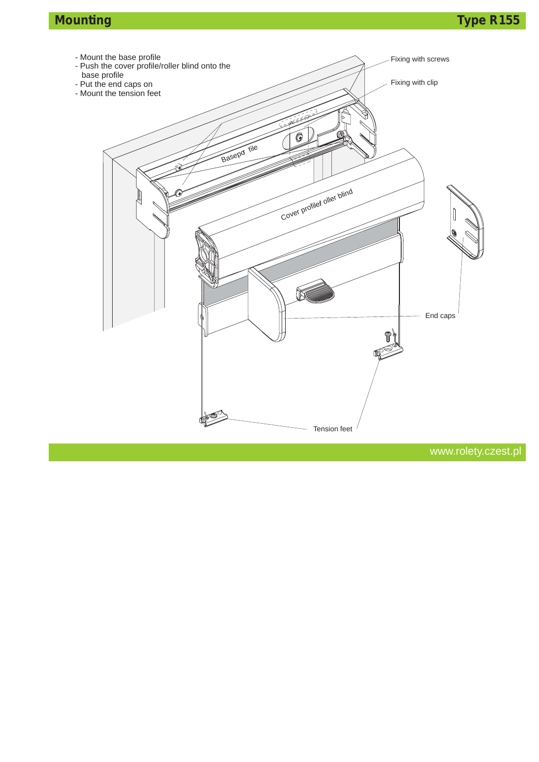# Mounting

## Type R155

- Mount the base profile
- Push the cover profile/roller blind onto the base profile
- Put the end caps on
- Mount the tension feet

Fixing with screws

Fixing with clip

Base profile

Cover profile/roller blind

End caps

Tension feet

www.rolety.czest.pl